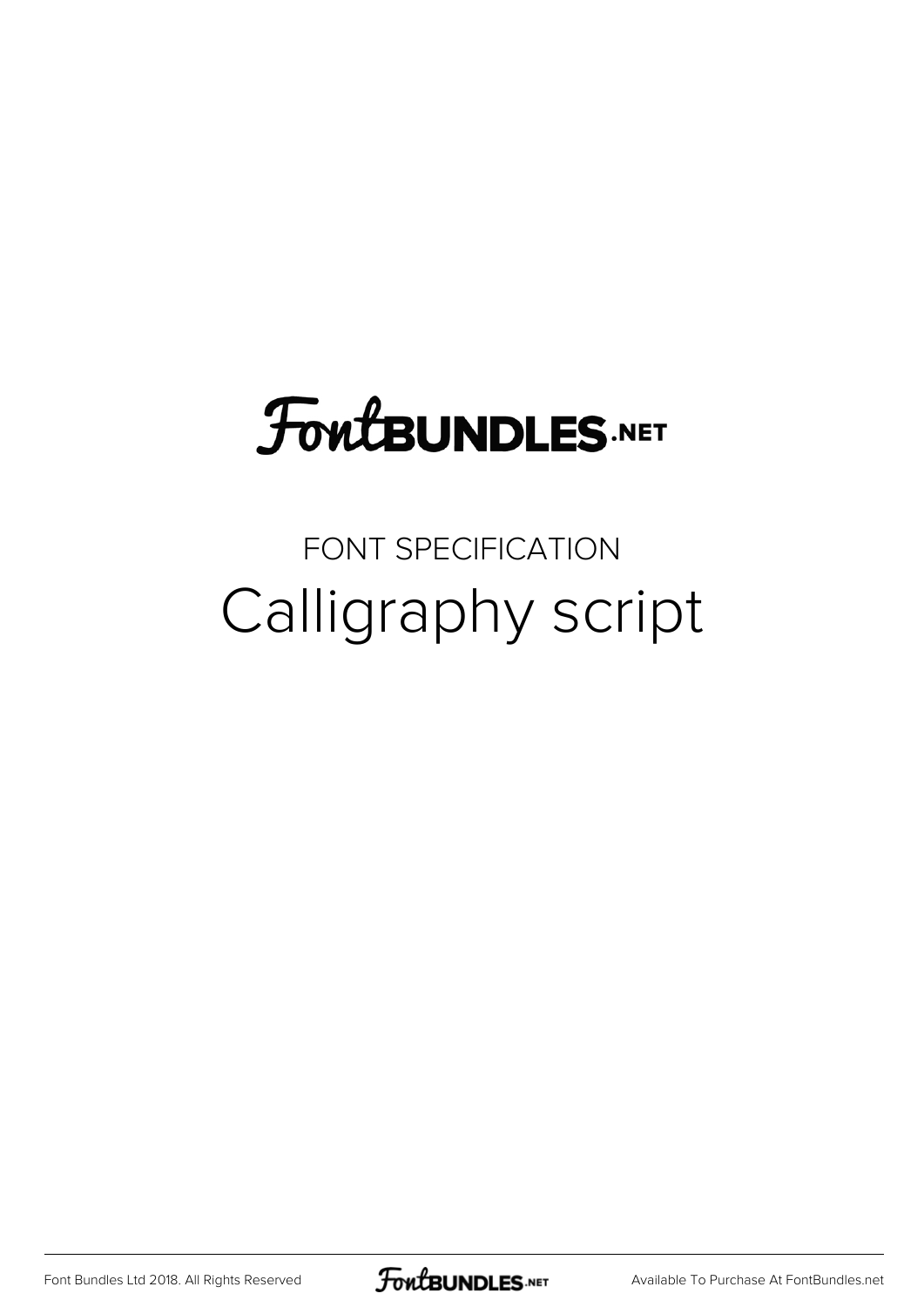# FontBUNDLES.NET

FONT SPECIFICATION

## Calligraphy script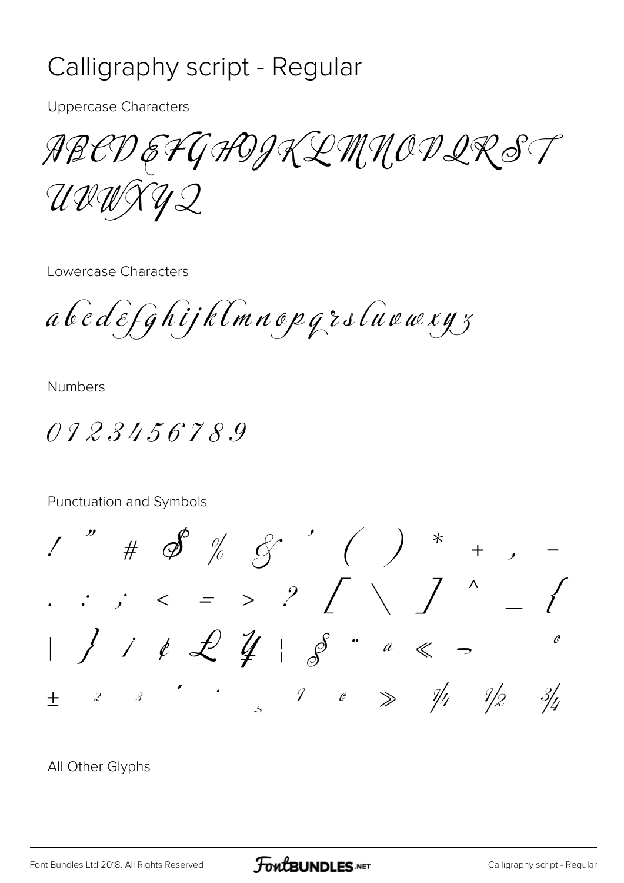# Calligraphy script - Regular

Uppercase Characters

ABCDEFGHIJKLMNOPQRST
UVWXYZ

Lowercase Characters

abcdefghijklmnopqrstuvwxyz

Numbers

0123456789

Punctuation and Symbols

! " # $ % & ' ( ) * + , -
. : ; < = > ? [ \ ] ^ _ {
| } ¡ ¢ £ ¥ ¦ § ¨ ª « ¬ º
± ² ³ ´ · ¸ ¹ º » ¼ ½ ¾

All Other Glyphs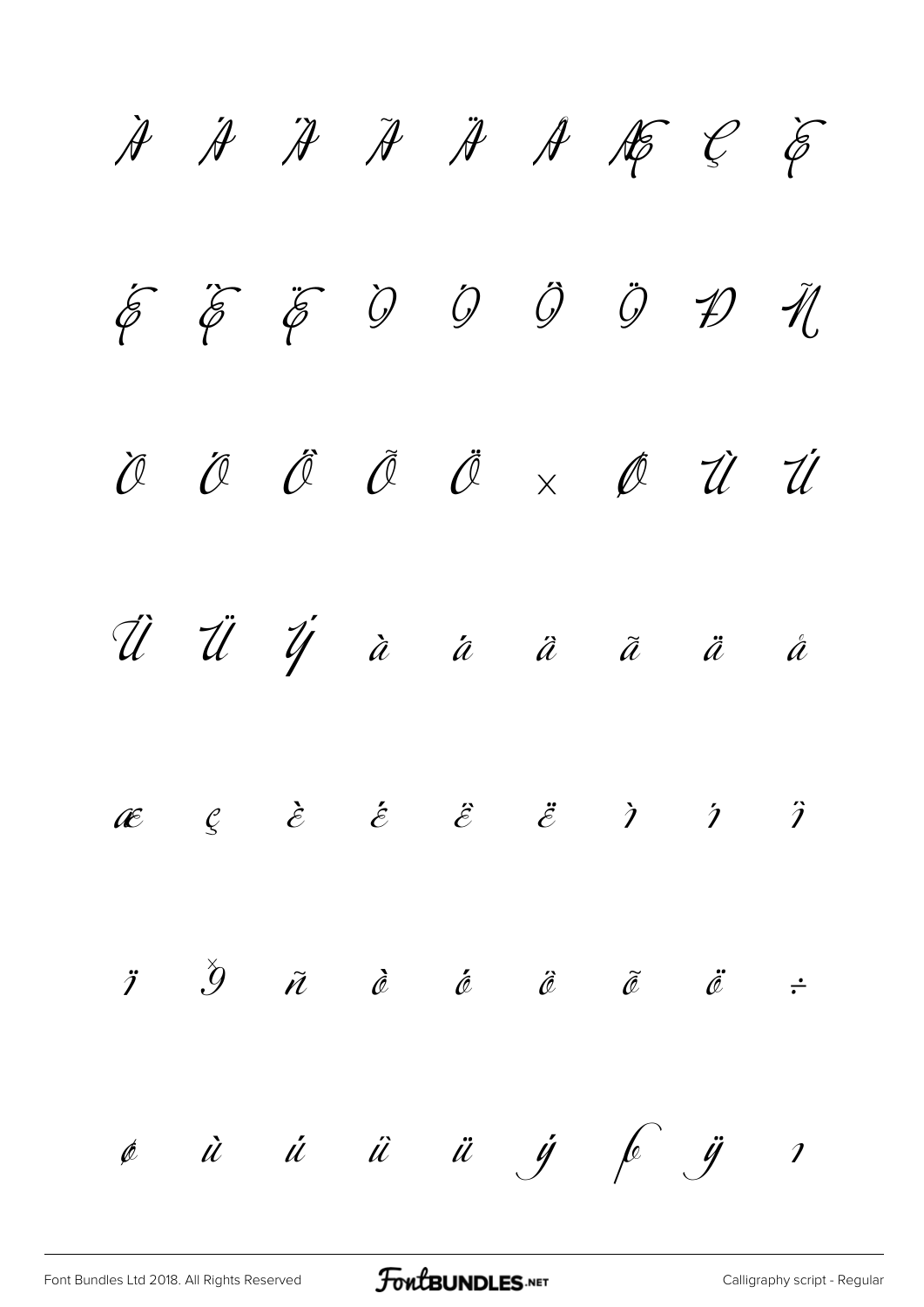À Á Â Ã Ä Å Æ Ç È

É Ê Ë Ì Í Î Ï Ð Ñ

Ò Ó Ô Õ Ö × Ø Ù Ú

Û Ü Ý à á â ã ä å

æ ç è é ê ë ì í î

ï ð ñ ò ó ô õ ö ÷

ø ù ú û ü ý þ ÿ ı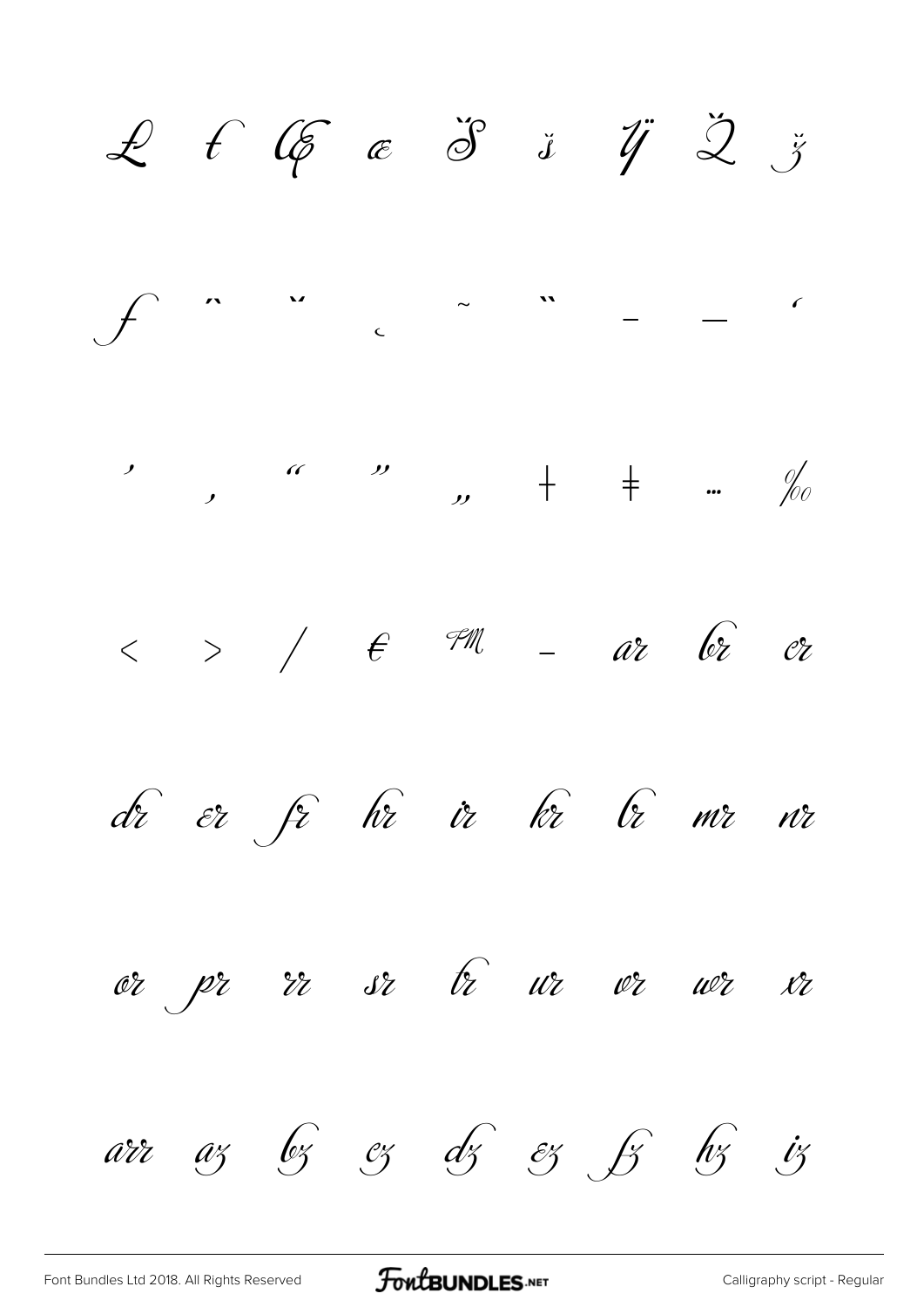Ł ł Œ œ Š š Ÿ Ž ž

ƒ ˆ ˇ ˛ ˜ ˝ – — ‘

’ ‚ “ ” „ † ‡ … ‰

< > / € ™ - ar br cr

dr er fr hr ir kr lr mr nr

or pr rr sr tr ur vr wr xr

arr az bz cz dz ez fz hz iz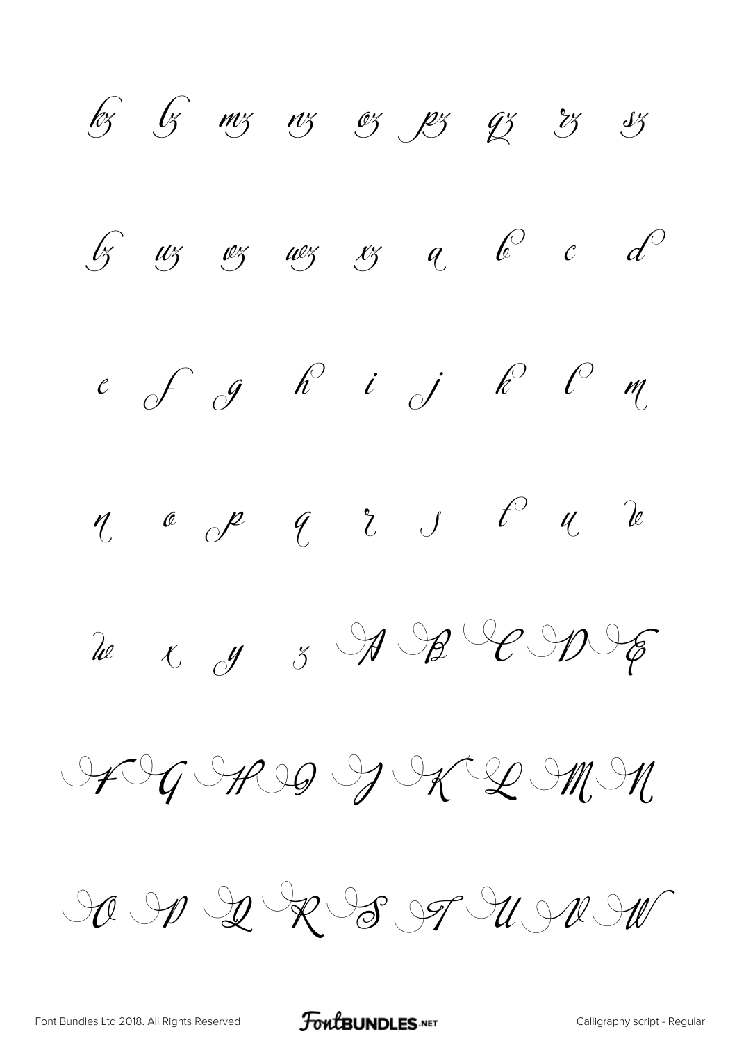kz lz mz nz oz pz qz rz sz

tz uz vz wz xz a b c d

e f g h i j k l m

n o p q r s t u v

w x y z A B C D E

F G H I J K L M N

O P Q R S T U V W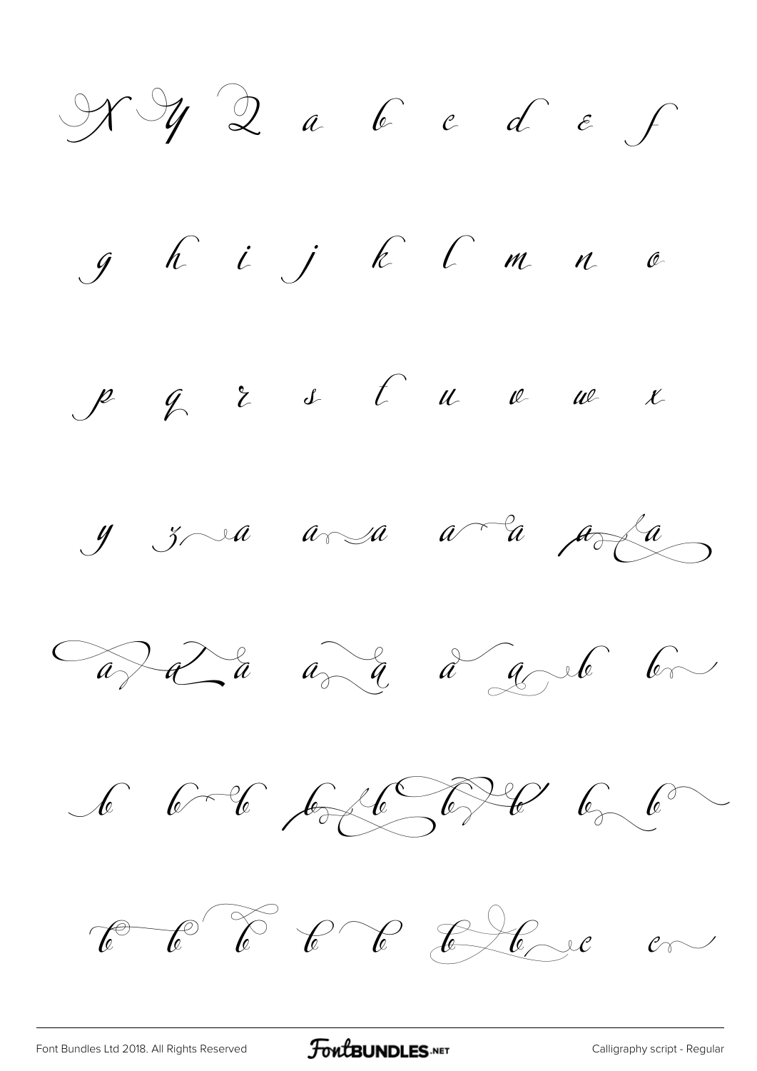X Y Q a b c d e f

g h i j k l m n o

p q r s t u v w x

y z a a a a a a a

a a a a a a a b b

b b b b b b b b b

b b b b b b b c c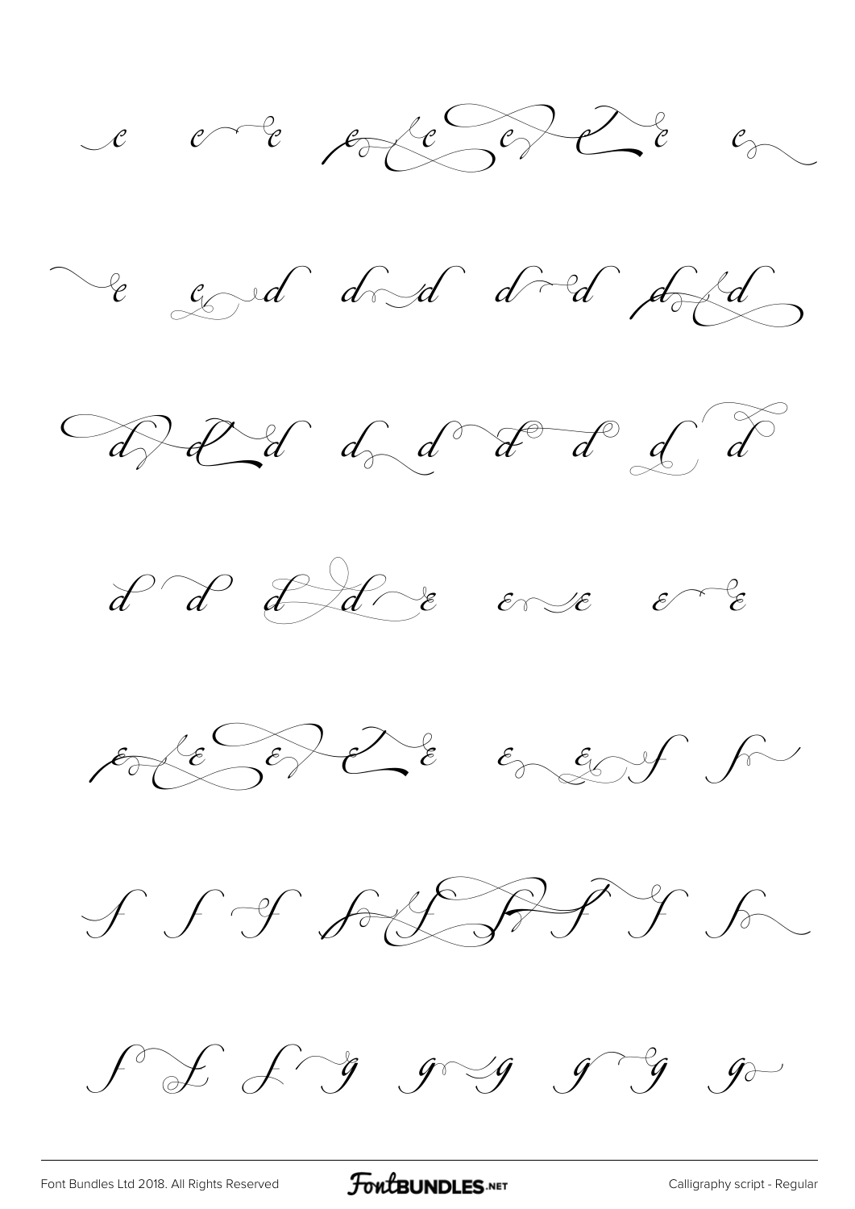e e e e e e e e e

e e d d d d d d d

d d d d d d d d d

d d d d e e e e e

e e e e e e e f f

f f f f f f f f f

f f f f g g g g g g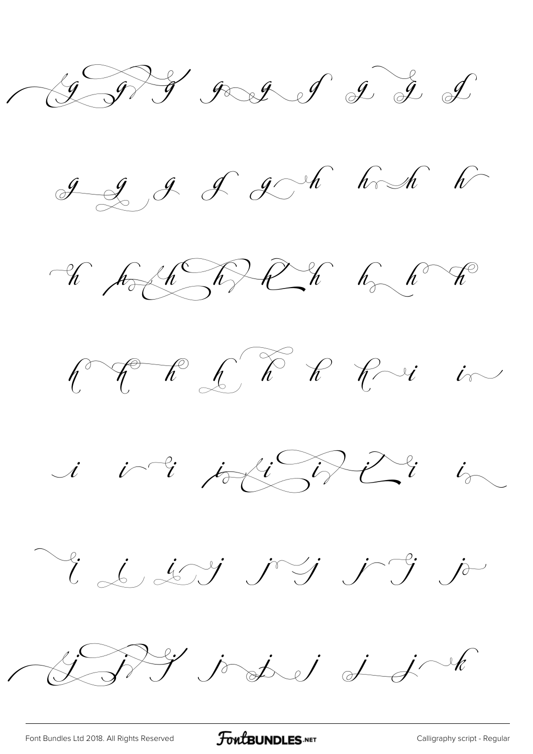g g g g g g g g g

g g g g g h h h h

h h h h h h h h h

h h h h h h h i i

i i i i i i i i

i i i j j j j j j

j j j j j j j j k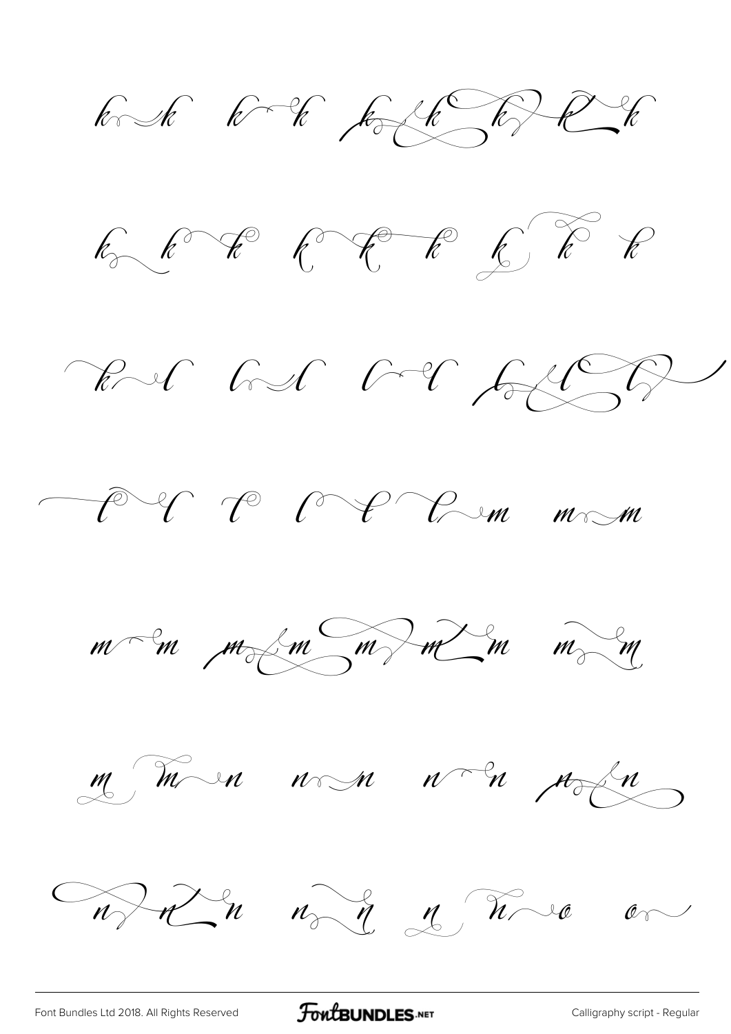k k k k k k k k k

k k k k k k k k k

k l l l l l l l l

l l l l l l m m m

m m m m m m m m m

m m n n n n n n n

n n n n n n n o o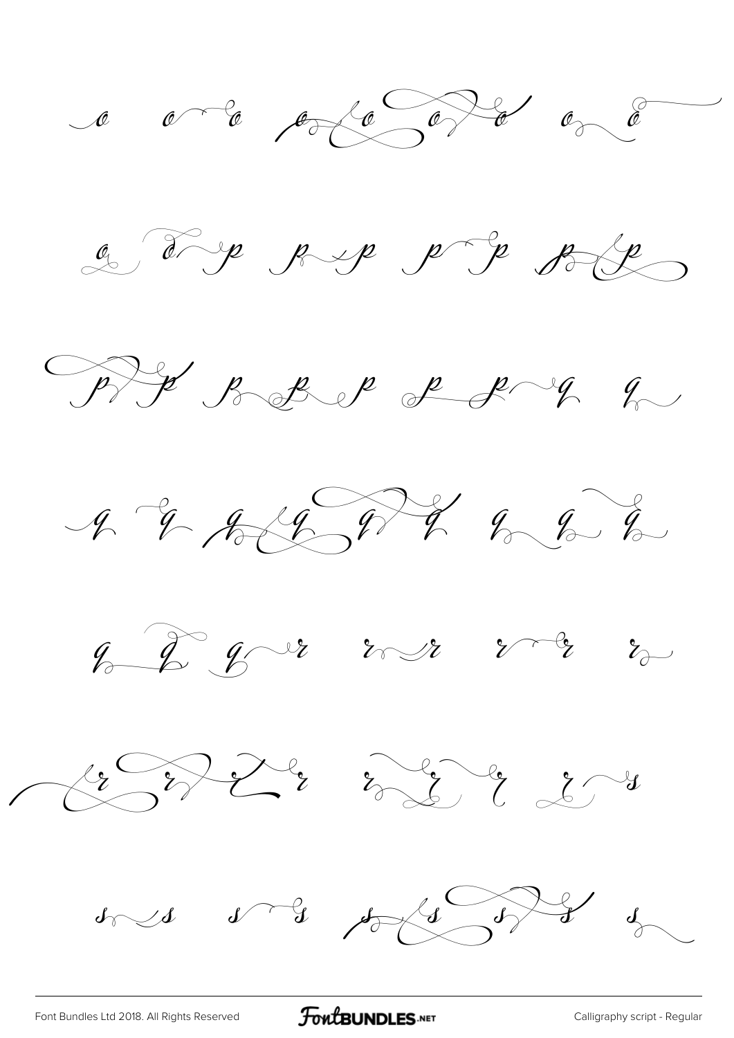o o o o o o o o o

o o p p p p p p p

p p p p p p p q q

q q q q q q q q q

q q q r r r r r r

r r r r r r r r s

s s s s s s s s s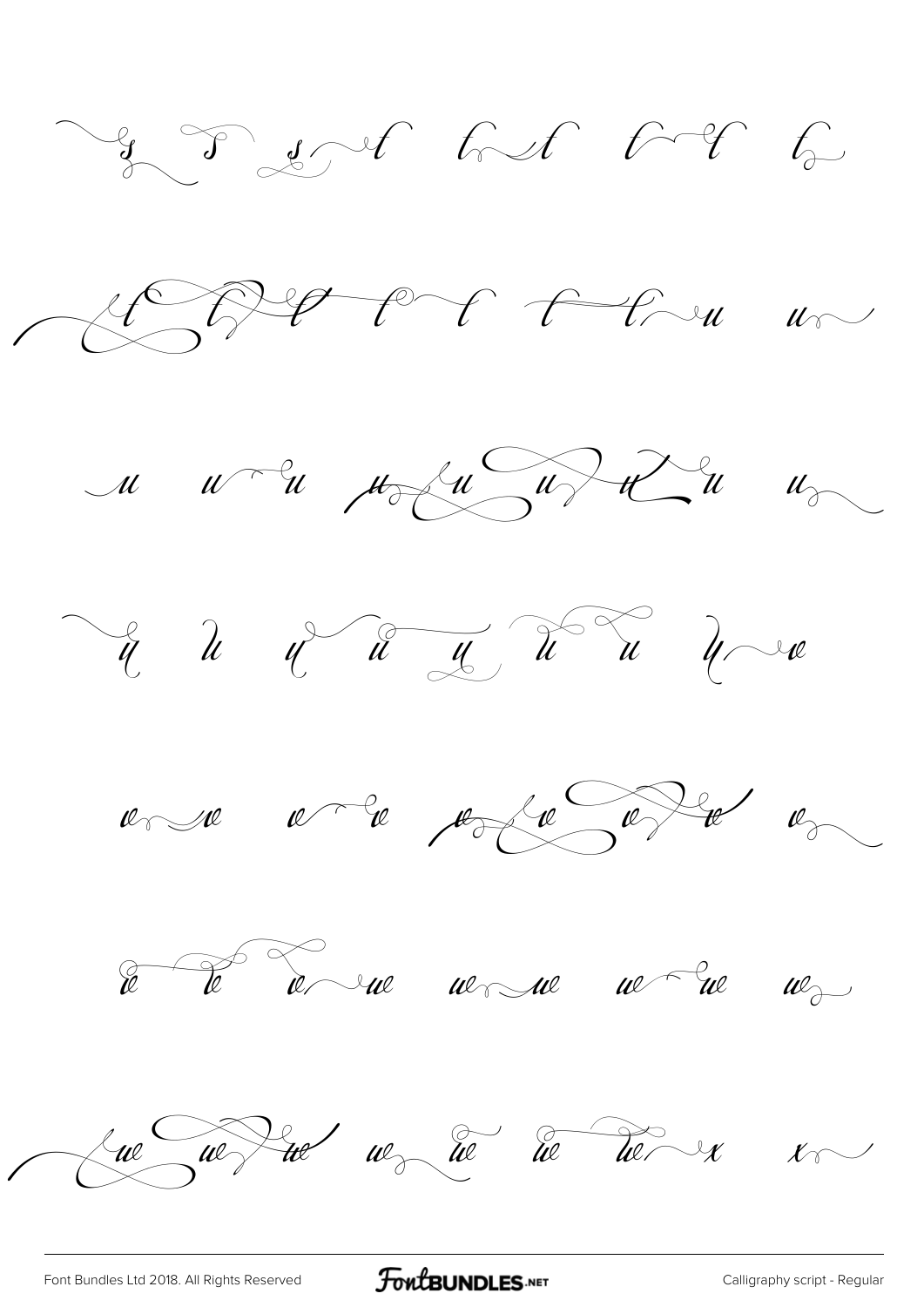s s s t t t t t t t t t t t t u u

u u u u u u u u u

u u u u u u u u e

e e e e e e e e e

e e e e e e e e e e e

e e e e e e e e e x x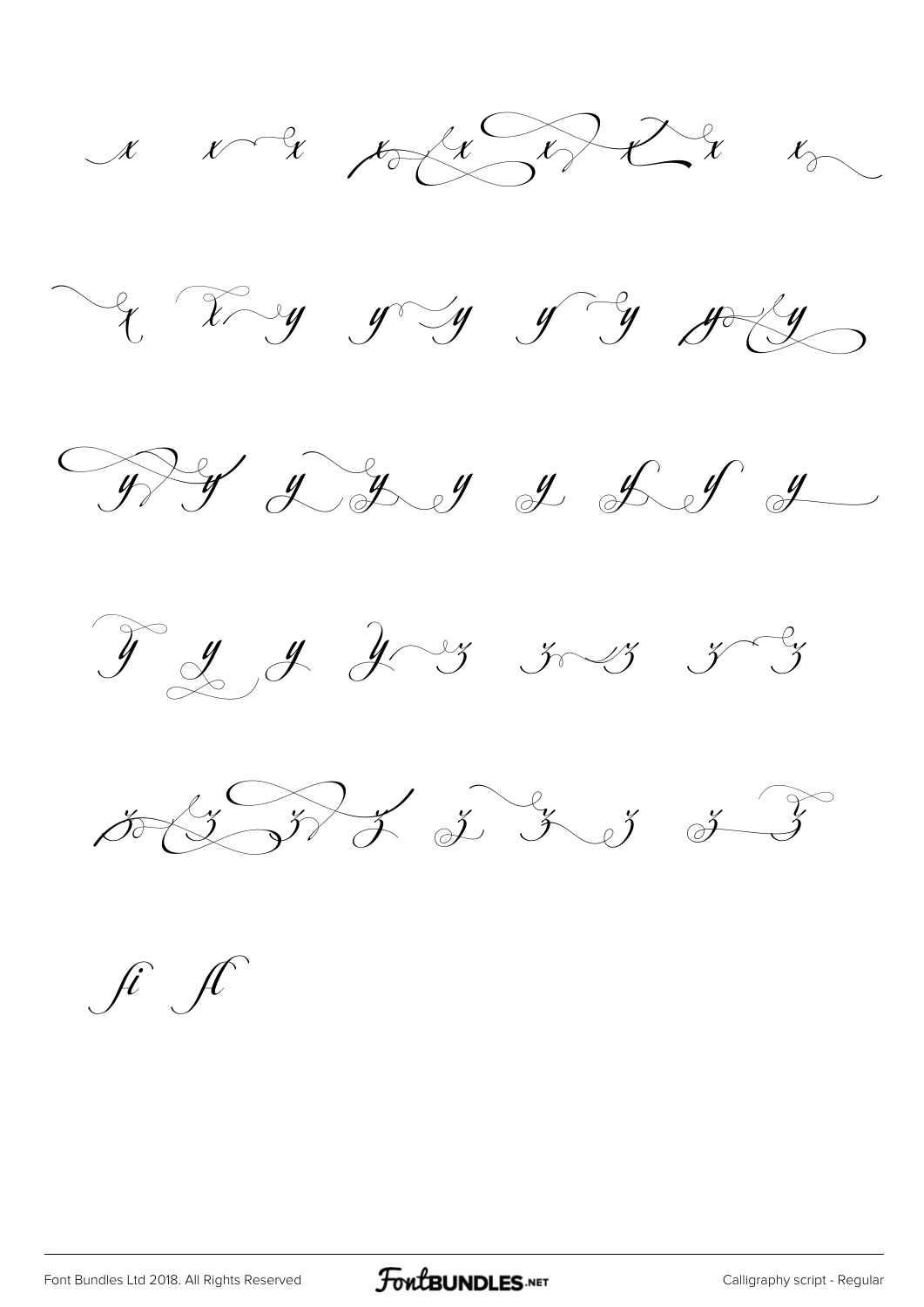x x x x x x x x

x x y y y y y y y

y y y y y y y y y

y y y y z z z z z

z z z z z z z z z

fi fl